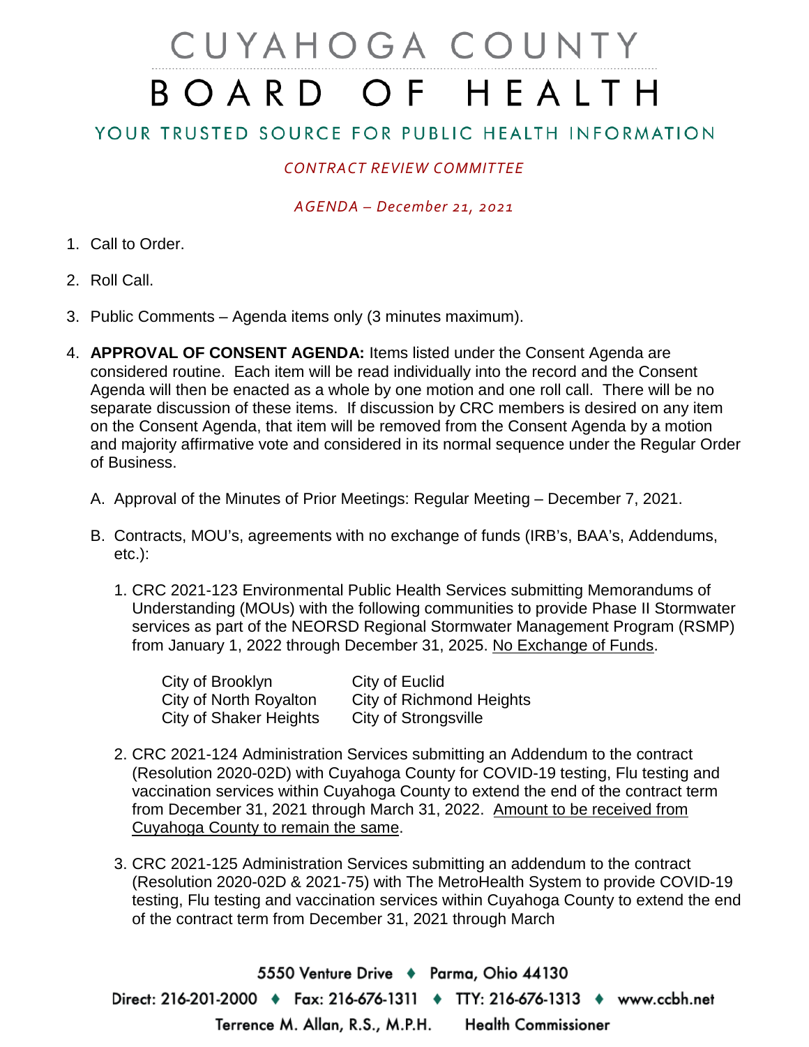# CUYAHOGA COUNTY BOARD OF HEALTH

## YOUR TRUSTED SOURCE FOR PUBLIC HEALTH INFORMATION

*CONTRACT REVIEW COMMITTEE*

*AGENDA – December 21, 2021*

1. Call to Order.

2. Roll Call.

3. Public Comments – Agenda items only (3 minutes maximum).

4. **APPROVAL OF CONSENT AGENDA:** Items listed under the Consent Agenda are considered routine. Each item will be read individually into the record and the Consent Agenda will then be enacted as a whole by one motion and one roll call. There will be no separate discussion of these items. If discussion by CRC members is desired on any item on the Consent Agenda, that item will be removed from the Consent Agenda by a motion and majority affirmative vote and considered in its normal sequence under the Regular Order of Business.

   A. Approval of the Minutes of Prior Meetings: Regular Meeting – December 7, 2021.

   B. Contracts, MOU's, agreements with no exchange of funds (IRB's, BAA's, Addendums, etc.):

      1. CRC 2021-123 Environmental Public Health Services submitting Memorandums of Understanding (MOUs) with the following communities to provide Phase II Stormwater services as part of the NEORSD Regional Stormwater Management Program (RSMP) from January 1, 2022 through December 31, 2025. No Exchange of Funds.

         City of Brooklyn
         City of Euclid
         City of North Royalton
         City of Richmond Heights
         City of Shaker Heights
         City of Strongsville

      2. CRC 2021-124 Administration Services submitting an Addendum to the contract (Resolution 2020-02D) with Cuyahoga County for COVID-19 testing, Flu testing and vaccination services within Cuyahoga County to extend the end of the contract term from December 31, 2021 through March 31, 2022. Amount to be received from Cuyahoga County to remain the same.

      3. CRC 2021-125 Administration Services submitting an addendum to the contract (Resolution 2020-02D & 2021-75) with The MetroHealth System to provide COVID-19 testing, Flu testing and vaccination services within Cuyahoga County to extend the end of the contract term from December 31, 2021 through March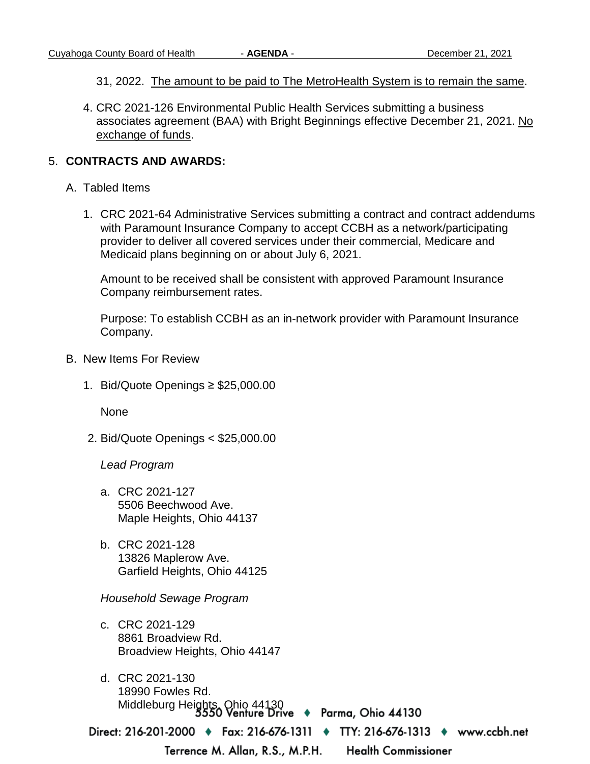31, 2022. <u>The amount to be paid to The MetroHealth System is to remain the same</u>.

4. CRC 2021-126 Environmental Public Health Services submitting a business associates agreement (BAA) with Bright Beginnings effective December 21, 2021. <u>No exchange of funds</u>.

5. **CONTRACTS AND AWARDS:**

   A. Tabled Items

      1. CRC 2021-64 Administrative Services submitting a contract and contract addendums with Paramount Insurance Company to accept CCBH as a network/participating provider to deliver all covered services under their commercial, Medicare and Medicaid plans beginning on or about July 6, 2021.

         Amount to be received shall be consistent with approved Paramount Insurance Company reimbursement rates.

         Purpose: To establish CCBH as an in-network provider with Paramount Insurance Company.

   B. New Items For Review

      1. Bid/Quote Openings ≥ $25,000.00

         None

      2. Bid/Quote Openings < $25,000.00

         *Lead Program*

         a. CRC 2021-127
            5506 Beechwood Ave.
            Maple Heights, Ohio 44137

         b. CRC 2021-128
            13826 Maplerow Ave.
            Garfield Heights, Ohio 44125

         *Household Sewage Program*

         c. CRC 2021-129
            8861 Broadview Rd.
            Broadview Heights, Ohio 44147

         d. CRC 2021-130
            18990 Fowles Rd.
            Middleburg Heights, Ohio 44130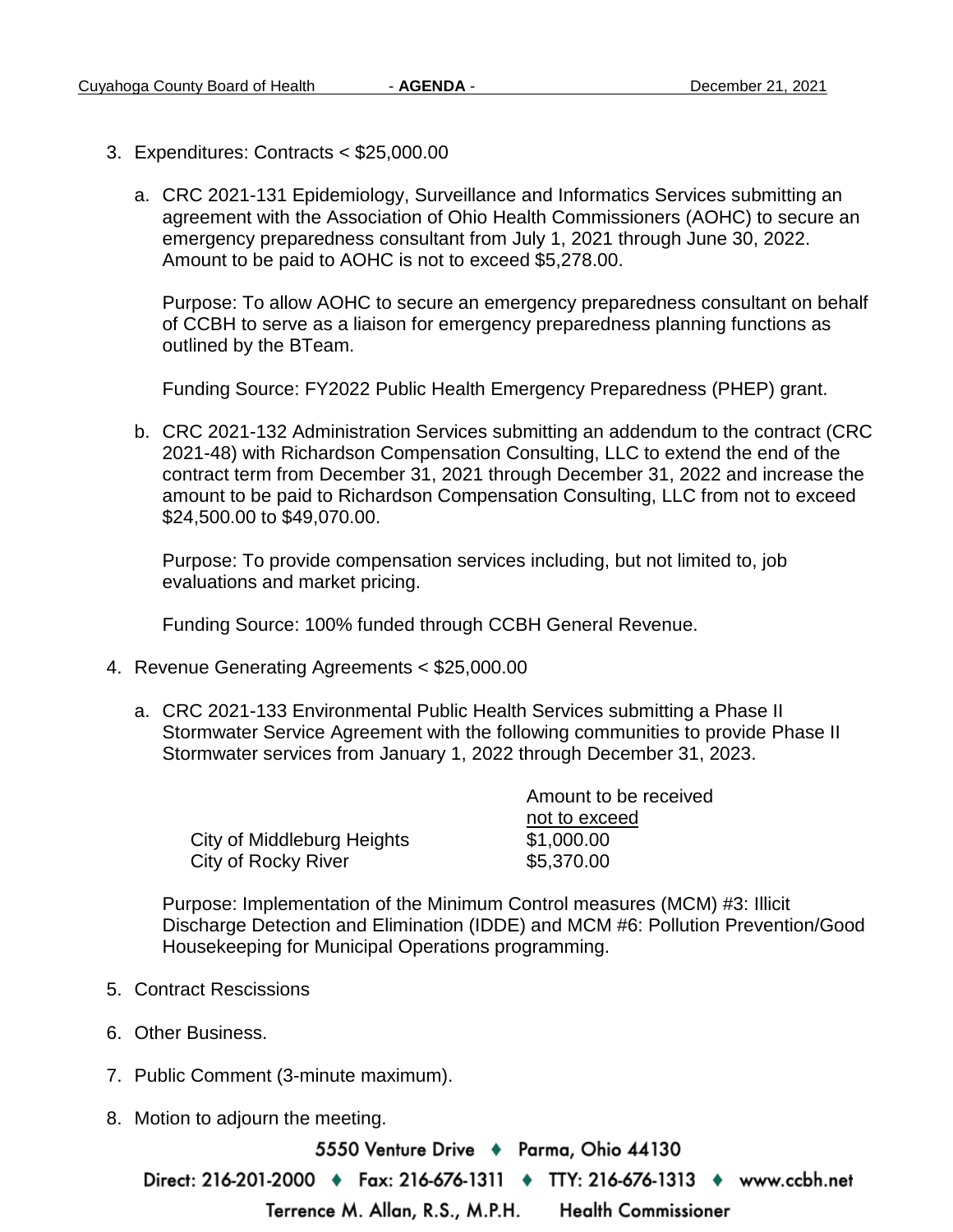3. Expenditures: Contracts < $25,000.00

   a. CRC 2021-131 Epidemiology, Surveillance and Informatics Services submitting an agreement with the Association of Ohio Health Commissioners (AOHC) to secure an emergency preparedness consultant from July 1, 2021 through June 30, 2022. Amount to be paid to AOHC is not to exceed $5,278.00.

      Purpose: To allow AOHC to secure an emergency preparedness consultant on behalf of CCBH to serve as a liaison for emergency preparedness planning functions as outlined by the BTeam.

      Funding Source: FY2022 Public Health Emergency Preparedness (PHEP) grant.

   b. CRC 2021-132 Administration Services submitting an addendum to the contract (CRC 2021-48) with Richardson Compensation Consulting, LLC to extend the end of the contract term from December 31, 2021 through December 31, 2022 and increase the amount to be paid to Richardson Compensation Consulting, LLC from not to exceed $24,500.00 to $49,070.00.

      Purpose: To provide compensation services including, but not limited to, job evaluations and market pricing.

      Funding Source: 100% funded through CCBH General Revenue.

4. Revenue Generating Agreements < $25,000.00

   a. CRC 2021-133 Environmental Public Health Services submitting a Phase II Stormwater Service Agreement with the following communities to provide Phase II Stormwater services from January 1, 2022 through December 31, 2023.

      | | Amount to be received not to exceed |
      |---|---|
      | City of Middleburg Heights | $1,000.00 |
      | City of Rocky River | $5,370.00 |

      Purpose: Implementation of the Minimum Control measures (MCM) #3: Illicit Discharge Detection and Elimination (IDDE) and MCM #6: Pollution Prevention/Good Housekeeping for Municipal Operations programming.

5. Contract Rescissions

6. Other Business.

7. Public Comment (3-minute maximum).

8. Motion to adjourn the meeting.

5550 Venture Drive ♦ Parma, Ohio 44130

Direct: 216-201-2000 ♦ Fax: 216-676-1311 ♦ TTY: 216-676-1313 ♦ www.ccbh.net

Terrence M. Allan, R.S., M.P.H. Health Commissioner